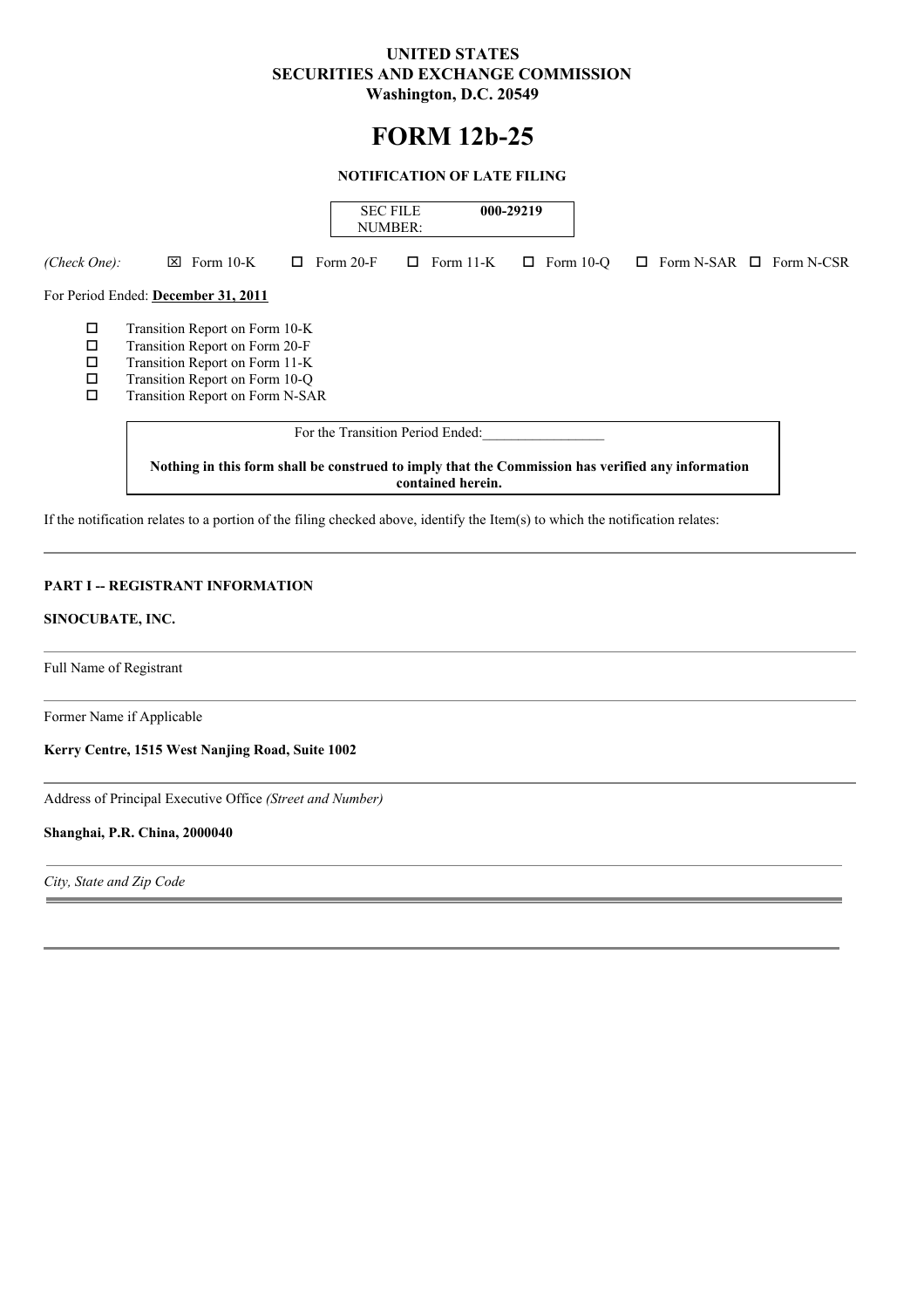**UNITED STATES**
**SECURITIES AND EXCHANGE COMMISSION**
**Washington, D.C. 20549**

# FORM 12b-25

**NOTIFICATION OF LATE FILING**

| SEC FILE NUMBER: | **000-29219** |
|---|---|

*(Check One):* ☒ Form 10-K ☐ Form 20-F ☐ Form 11-K ☐ Form 10-Q ☐ Form N-SAR ☐ Form N-CSR

For Period Ended: **December 31, 2011**

☐ Transition Report on Form 10-K
☐ Transition Report on Form 20-F
☐ Transition Report on Form 11-K
☐ Transition Report on Form 10-Q
☐ Transition Report on Form N-SAR

For the Transition Period Ended:\_\_\_\_\_\_\_\_\_\_\_\_\_\_\_\_\_

**Nothing in this form shall be construed to imply that the Commission has verified any information contained herein.**

If the notification relates to a portion of the filing checked above, identify the Item(s) to which the notification relates:

---

**PART I -- REGISTRANT INFORMATION**

**SINOCUBATE, INC.**

Full Name of Registrant

Former Name if Applicable

**Kerry Centre, 1515 West Nanjing Road, Suite 1002**

Address of Principal Executive Office *(Street and Number)*

**Shanghai, P.R. China, 2000040**

*City, State and Zip Code*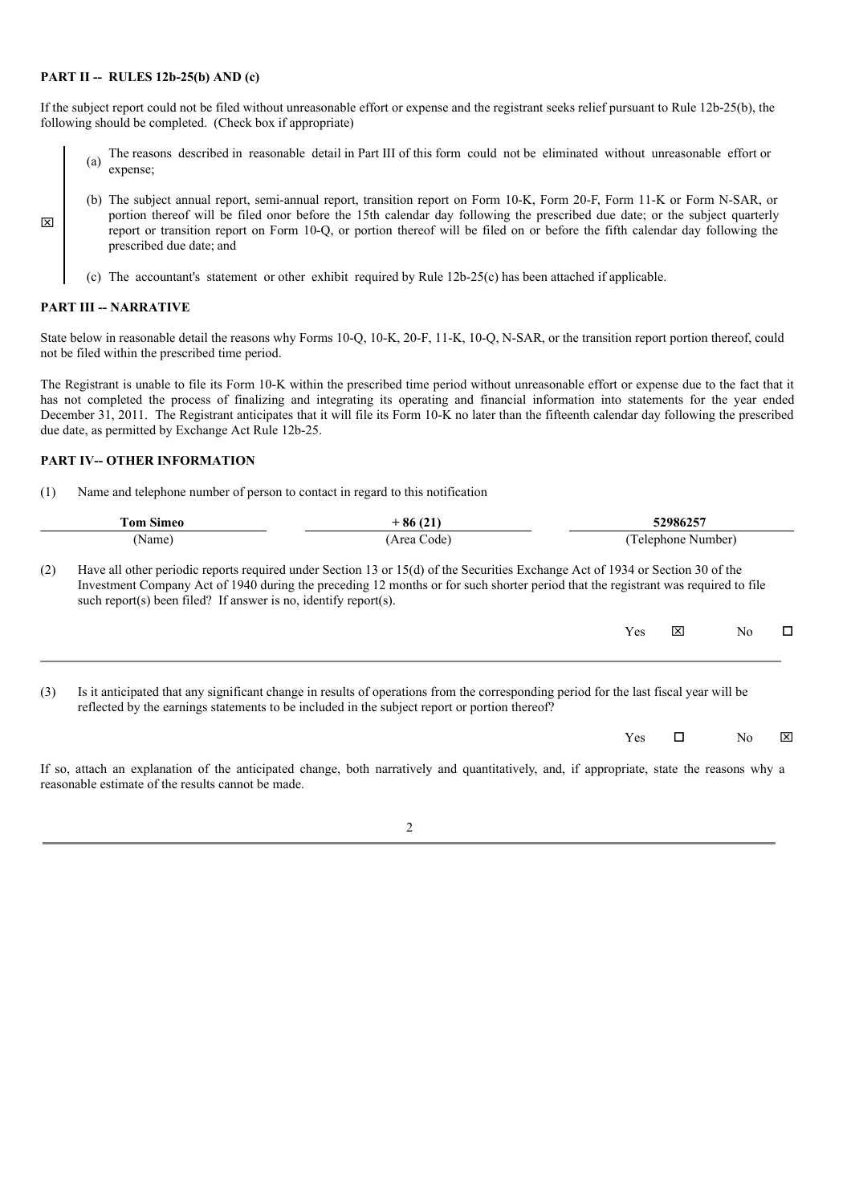**PART II -- RULES 12b-25(b) AND (c)**

If the subject report could not be filed without unreasonable effort or expense and the registrant seeks relief pursuant to Rule 12b-25(b), the following should be completed. (Check box if appropriate)

☒

(a) The reasons described in reasonable detail in Part III of this form could not be eliminated without unreasonable effort or expense;

(b) The subject annual report, semi-annual report, transition report on Form 10-K, Form 20-F, Form 11-K or Form N-SAR, or portion thereof will be filed onor before the 15th calendar day following the prescribed due date; or the subject quarterly report or transition report on Form 10-Q, or portion thereof will be filed on or before the fifth calendar day following the prescribed due date; and

(c) The accountant's statement or other exhibit required by Rule 12b-25(c) has been attached if applicable.

**PART III -- NARRATIVE**

State below in reasonable detail the reasons why Forms 10-Q, 10-K, 20-F, 11-K, 10-Q, N-SAR, or the transition report portion thereof, could not be filed within the prescribed time period.

The Registrant is unable to file its Form 10-K within the prescribed time period without unreasonable effort or expense due to the fact that it has not completed the process of finalizing and integrating its operating and financial information into statements for the year ended December 31, 2011. The Registrant anticipates that it will file its Form 10-K no later than the fifteenth calendar day following the prescribed due date, as permitted by Exchange Act Rule 12b-25.

**PART IV-- OTHER INFORMATION**

(1) Name and telephone number of person to contact in regard to this notification

| **Tom Simeo** | **+ 86 (21)** | **52986257** |
|---|---|---|
| (Name) | (Area Code) | (Telephone Number) |

(2) Have all other periodic reports required under Section 13 or 15(d) of the Securities Exchange Act of 1934 or Section 30 of the Investment Company Act of 1940 during the preceding 12 months or for such shorter period that the registrant was required to file such report(s) been filed? If answer is no, identify report(s).

Yes ☒ No ☐

(3) Is it anticipated that any significant change in results of operations from the corresponding period for the last fiscal year will be reflected by the earnings statements to be included in the subject report or portion thereof?

Yes ☐ No ☒

If so, attach an explanation of the anticipated change, both narratively and quantitatively, and, if appropriate, state the reasons why a reasonable estimate of the results cannot be made.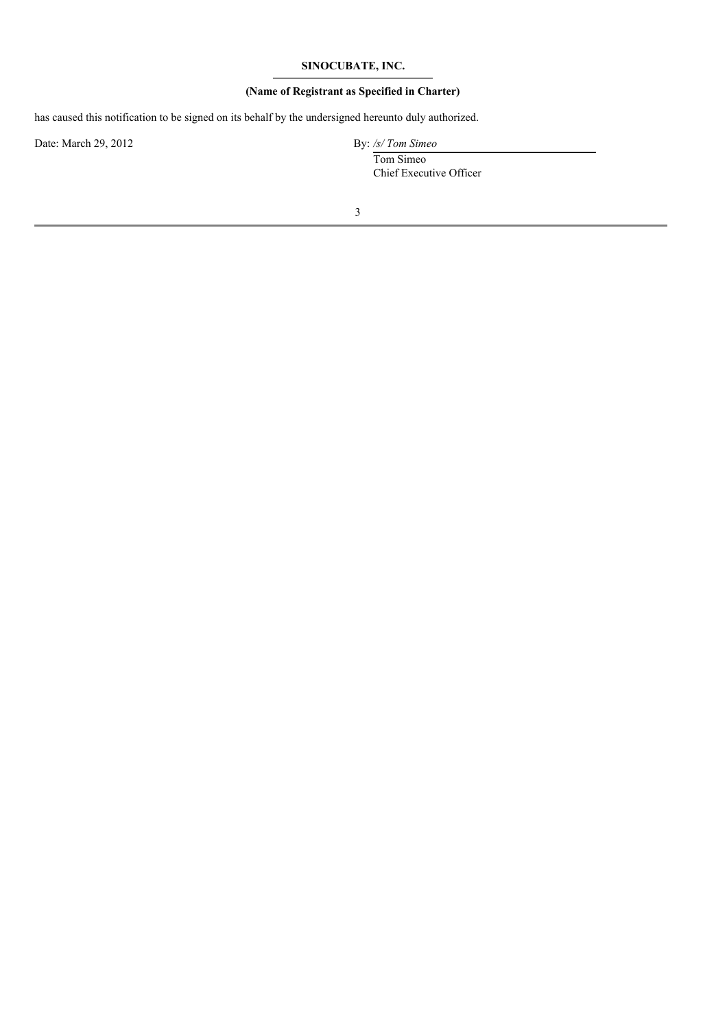**SINOCUBATE, INC.**

**(Name of Registrant as Specified in Charter)**

has caused this notification to be signed on its behalf by the undersigned hereunto duly authorized.

Date: March 29, 2012

By: */s/ Tom Simeo*
Tom Simeo
Chief Executive Officer